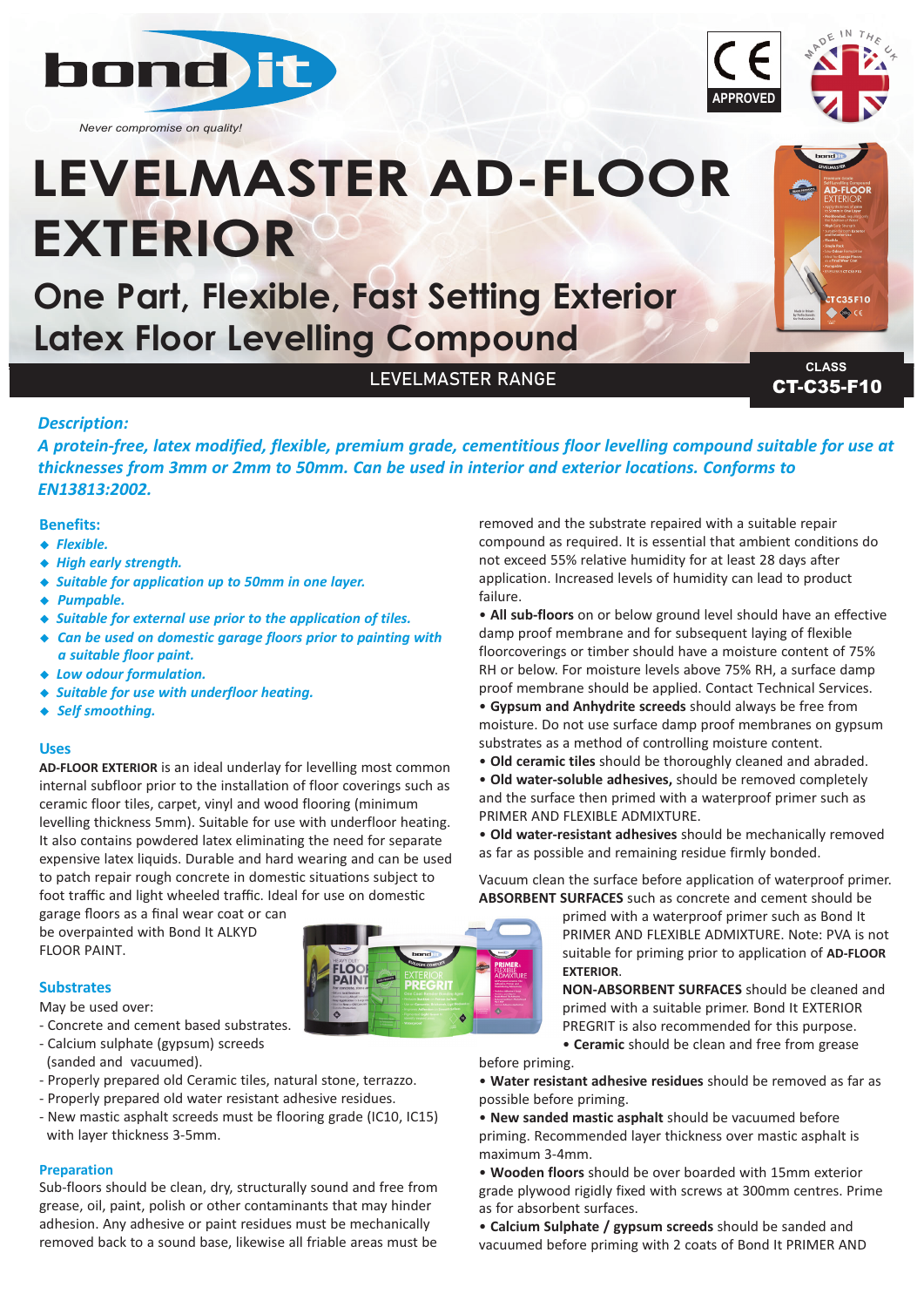bond it

*Never compromise on quality!*

# LEVELMASTER AD-FLOOR EXTERIOR

## One Part, Flexible, Fast Setting Exterior Latex Floor Levelling Compound

LEVELMASTER RANGE

CLASS **CT-C35-F10**

### Description:

***A protein-free, latex modified, flexible, premium grade, cementitious floor levelling compound suitable for use at thicknesses from 3mm or 2mm to 50mm. Can be used in interior and exterior locations. Conforms to EN13813:2002.***

### Benefits:

- ***Flexible.***
- ***High early strength.***
- ***Suitable for application up to 50mm in one layer.***
- ***Pumpable.***
- ***Suitable for external use prior to the application of tiles.***
- ***Can be used on domestic garage floors prior to painting with a suitable floor paint.***
- ***Low odour formulation.***
- ***Suitable for use with underfloor heating.***
- ***Self smoothing.***

### Uses

**AD-FLOOR EXTERIOR** is an ideal underlay for levelling most common internal subfloor prior to the installation of floor coverings such as ceramic floor tiles, carpet, vinyl and wood flooring (minimum levelling thickness 5mm). Suitable for use with underfloor heating. It also contains powdered latex eliminating the need for separate expensive latex liquids. Durable and hard wearing and can be used to patch repair rough concrete in domestic situations subject to foot traffic and light wheeled traffic. Ideal for use on domestic garage floors as a final wear coat or can be overpainted with Bond It ALKYD FLOOR PAINT.

### Substrates

May be used over:

- Concrete and cement based substrates.
- Calcium sulphate (gypsum) screeds (sanded and vacuumed).
- Properly prepared old Ceramic tiles, natural stone, terrazzo.
- Properly prepared old water resistant adhesive residues.
- New mastic asphalt screeds must be flooring grade (IC10, IC15) with layer thickness 3-5mm.

### Preparation

Sub-floors should be clean, dry, structurally sound and free from grease, oil, paint, polish or other contaminants that may hinder adhesion. Any adhesive or paint residues must be mechanically removed back to a sound base, likewise all friable areas must be removed and the substrate repaired with a suitable repair compound as required. It is essential that ambient conditions do not exceed 55% relative humidity for at least 28 days after application. Increased levels of humidity can lead to product failure.

- **All sub-floors** on or below ground level should have an effective damp proof membrane and for subsequent laying of flexible floorcoverings or timber should have a moisture content of 75% RH or below. For moisture levels above 75% RH, a surface damp proof membrane should be applied. Contact Technical Services.
- **Gypsum and Anhydrite screeds** should always be free from moisture. Do not use surface damp proof membranes on gypsum substrates as a method of controlling moisture content.
- **Old ceramic tiles** should be thoroughly cleaned and abraded.
- **Old water-soluble adhesives,** should be removed completely and the surface then primed with a waterproof primer such as PRIMER AND FLEXIBLE ADMIXTURE.
- **Old water-resistant adhesives** should be mechanically removed as far as possible and remaining residue firmly bonded.

Vacuum clean the surface before application of waterproof primer.

**ABSORBENT SURFACES** such as concrete and cement should be primed with a waterproof primer such as Bond It PRIMER AND FLEXIBLE ADMIXTURE. Note: PVA is not suitable for priming prior to application of **AD-FLOOR EXTERIOR**.

**NON-ABSORBENT SURFACES** should be cleaned and primed with a suitable primer. Bond It EXTERIOR PREGRIT is also recommended for this purpose.

- **Ceramic** should be clean and free from grease before priming.
- **Water resistant adhesive residues** should be removed as far as possible before priming.
- **New sanded mastic asphalt** should be vacuumed before priming. Recommended layer thickness over mastic asphalt is maximum 3-4mm.
- **Wooden floors** should be over boarded with 15mm exterior grade plywood rigidly fixed with screws at 300mm centres. Prime as for absorbent surfaces.
- **Calcium Sulphate / gypsum screeds** should be sanded and vacuumed before priming with 2 coats of Bond It PRIMER AND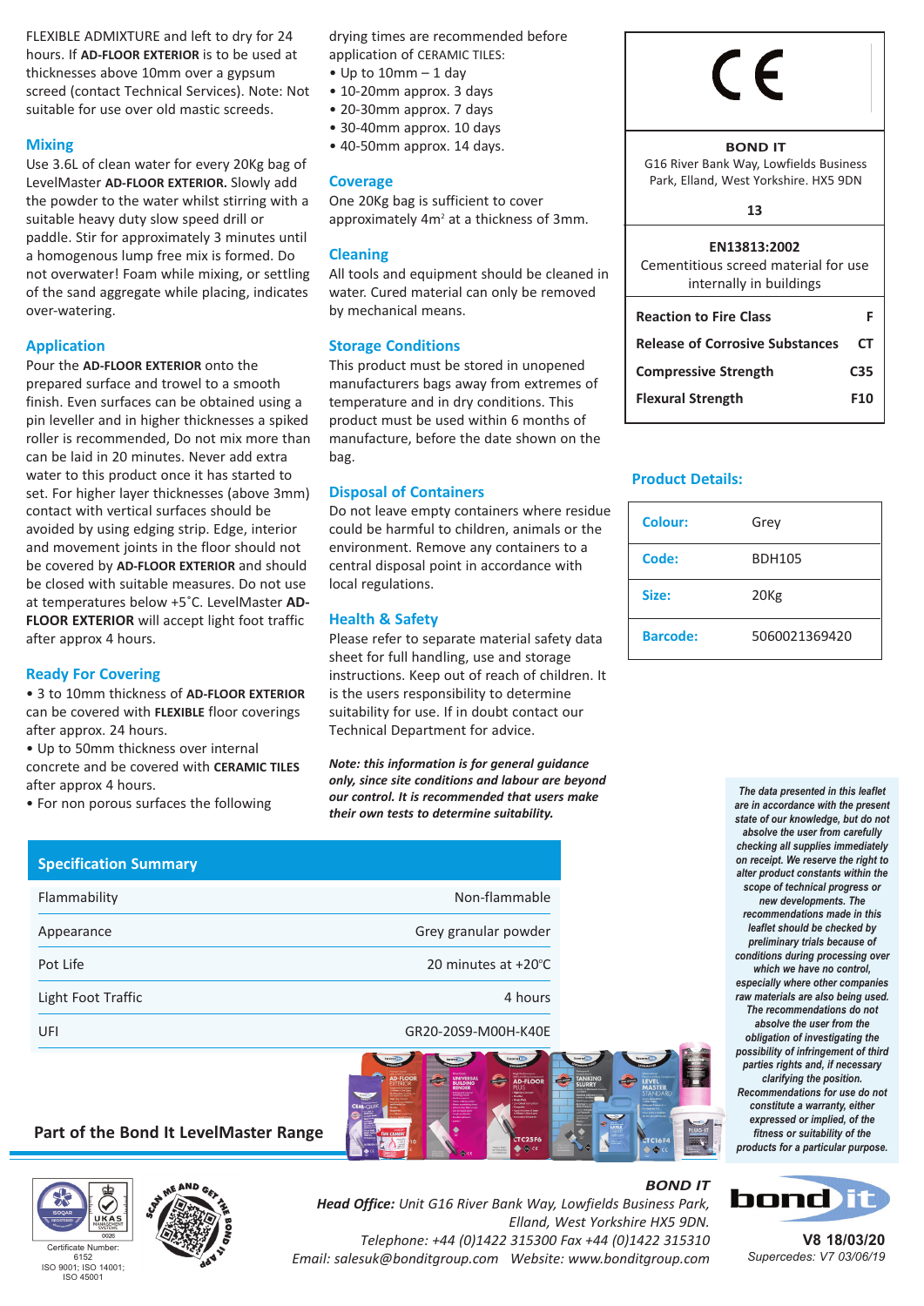FLEXIBLE ADMIXTURE and left to dry for 24 hours. If **AD-FLOOR EXTERIOR** is to be used at thicknesses above 10mm over a gypsum screed (contact Technical Services). Note: Not suitable for use over old mastic screeds.

## Mixing

Use 3.6L of clean water for every 20Kg bag of LevelMaster **AD-FLOOR EXTERIOR.** Slowly add the powder to the water whilst stirring with a suitable heavy duty slow speed drill or paddle. Stir for approximately 3 minutes until a homogenous lump free mix is formed. Do not overwater! Foam while mixing, or settling of the sand aggregate while placing, indicates over-watering.

## Application

Pour the **AD-FLOOR EXTERIOR** onto the prepared surface and trowel to a smooth finish. Even surfaces can be obtained using a pin leveller and in higher thicknesses a spiked roller is recommended, Do not mix more than can be laid in 20 minutes. Never add extra water to this product once it has started to set. For higher layer thicknesses (above 3mm) contact with vertical surfaces should be avoided by using edging strip. Edge, interior and movement joints in the floor should not be covered by **AD-FLOOR EXTERIOR** and should be closed with suitable measures. Do not use at temperatures below +5˚C. LevelMaster **AD-FLOOR EXTERIOR** will accept light foot traffic after approx 4 hours.

## Ready For Covering

- 3 to 10mm thickness of **AD-FLOOR EXTERIOR** can be covered with **FLEXIBLE** floor coverings after approx. 24 hours.
- Up to 50mm thickness over internal concrete and be covered with **CERAMIC TILES** after approx 4 hours.
- For non porous surfaces the following drying times are recommended before application of CERAMIC TILES:
  - Up to 10mm – 1 day
  - 10-20mm approx. 3 days
  - 20-30mm approx. 7 days
  - 30-40mm approx. 10 days
  - 40-50mm approx. 14 days.

## Coverage

One 20Kg bag is sufficient to cover approximately 4m² at a thickness of 3mm.

## Cleaning

All tools and equipment should be cleaned in water. Cured material can only be removed by mechanical means.

## Storage Conditions

This product must be stored in unopened manufacturers bags away from extremes of temperature and in dry conditions. This product must be used within 6 months of manufacture, before the date shown on the bag.

## Disposal of Containers

Do not leave empty containers where residue could be harmful to children, animals or the environment. Remove any containers to a central disposal point in accordance with local regulations.

## Health & Safety

Please refer to separate material safety data sheet for full handling, use and storage instructions. Keep out of reach of children. It is the users responsibility to determine suitability. If in doubt contact our Technical Department for advice.

***Note: this information is for general guidance only, since site conditions and labour are beyond our control. It is recommended that users make their own tests to determine suitability.***

CE

**BOND IT**
G16 River Bank Way, Lowfields Business Park, Elland, West Yorkshire. HX5 9DN

**13**

**EN13813:2002**
Cementitious screed material for use internally in buildings

| | |
|---|---|
| **Reaction to Fire Class** | **F** |
| **Release of Corrosive Substances** | **CT** |
| **Compressive Strength** | **C35** |
| **Flexural Strength** | **F10** |

## Product Details:

| | |
|---|---|
| **Colour:** | Grey |
| **Code:** | BDH105 |
| **Size:** | 20Kg |
| **Barcode:** | 5060021369420 |

## Specification Summary

| | |
|---|---|
| Flammability | Non-flammable |
| Appearance | Grey granular powder |
| Pot Life | 20 minutes at +20°C |
| Light Foot Traffic | 4 hours |
| UFI | GR20-20S9-M00H-K40E |

***The data presented in this leaflet are in accordance with the present state of our knowledge, but do not absolve the user from carefully checking all supplies immediately on receipt. We reserve the right to alter product constants within the scope of technical progress or new developments. The recommendations made in this leaflet should be checked by preliminary trials because of conditions during processing over which we have no control, especially where other companies raw materials are also being used. The recommendations do not absolve the user from the obligation of investigating the possibility of infringement of third parties rights and, if necessary clarifying the position. Recommendations for use do not constitute a warranty, either expressed or implied, of the fitness or suitability of the products for a particular purpose.***

**Part of the Bond It LevelMaster Range**

Certificate Number: 6152
ISO 9001; ISO 14001; ISO 45001

SCAN ME AND GET THE BOND IT APP

***BOND IT***
***Head Office:*** *Unit G16 River Bank Way, Lowfields Business Park, Elland, West Yorkshire HX5 9DN.*
*Telephone: +44 (0)1422 315300 Fax +44 (0)1422 315310*
*Email: salesuk@bonditgroup.com Website: www.bonditgroup.com*

**V8 18/03/20**
*Supercedes: V7 03/06/19*